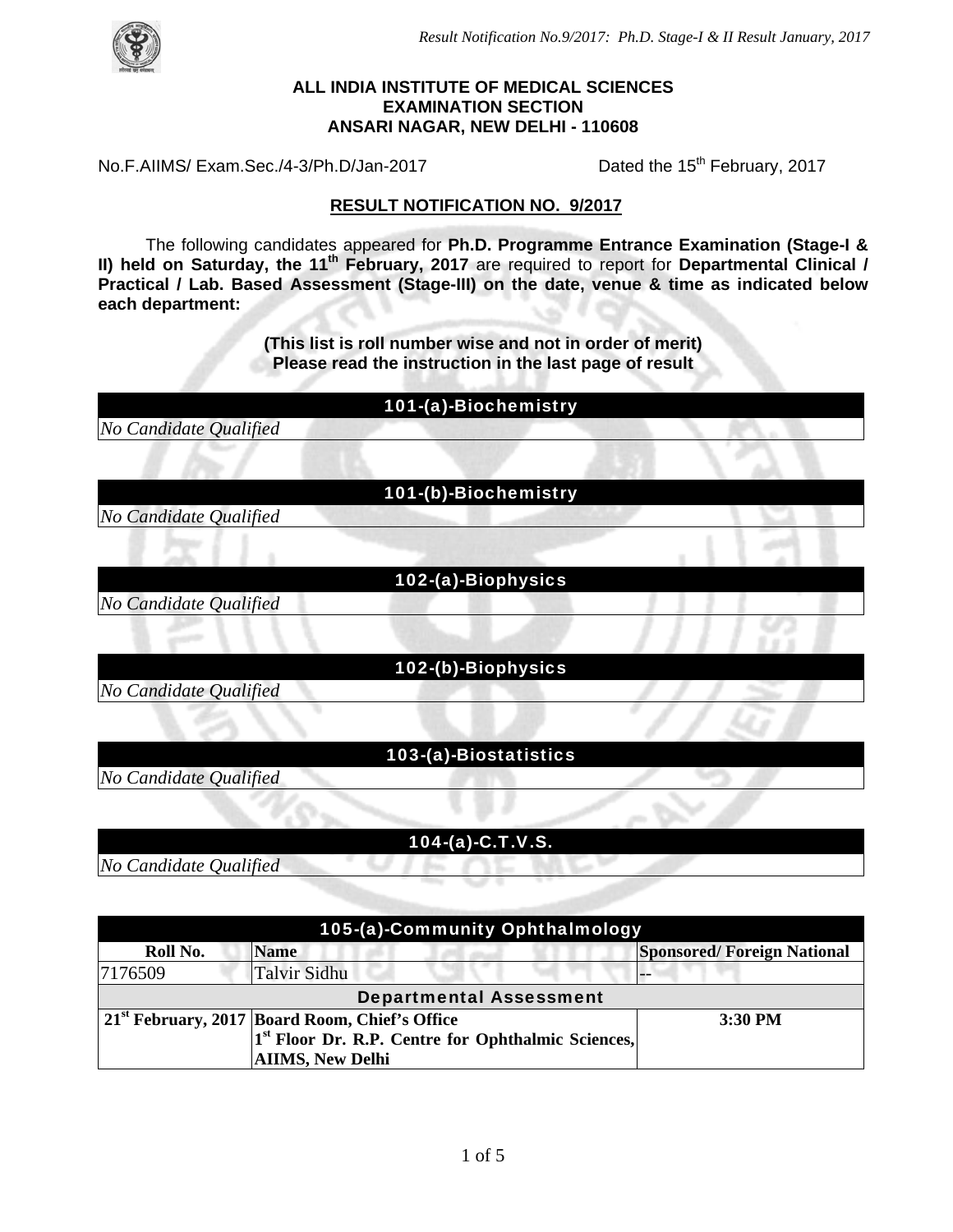**ALL INDIA INSTITUTE OF MEDICAL SCIENCES**
**EXAMINATION SECTION**
**ANSARI NAGAR, NEW DELHI - 110608**

No.F.AIIMS/ Exam.Sec./4-3/Ph.D/Jan-2017 Dated the 15th February, 2017

**RESULT NOTIFICATION NO. 9/2017**

The following candidates appeared for **Ph.D. Programme Entrance Examination (Stage-I & II) held on Saturday, the 11th February, 2017** are required to report for **Departmental Clinical / Practical / Lab. Based Assessment (Stage-III) on the date, venue & time as indicated below each department:**

**(This list is roll number wise and not in order of merit)**
**Please read the instruction in the last page of result**

| 101-(a)-Biochemistry |
|---|
| *No Candidate Qualified* |

| 101-(b)-Biochemistry |
|---|
| *No Candidate Qualified* |

| 102-(a)-Biophysics |
|---|
| *No Candidate Qualified* |

| 102-(b)-Biophysics |
|---|
| *No Candidate Qualified* |

| 103-(a)-Biostatistics |
|---|
| *No Candidate Qualified* |

| 104-(a)-C.T.V.S. |
|---|
| *No Candidate Qualified* |

| 105-(a)-Community Ophthalmology | | |
|---|---|---|
| **Roll No.** | **Name** | **Sponsored/ Foreign National** |
| 7176509 | Talvir Sidhu | -- |
| **Departmental Assessment** | | |
| **21st February, 2017** | **Board Room, Chief's Office 1st Floor Dr. R.P. Centre for Ophthalmic Sciences, AIIMS, New Delhi** | **3:30 PM** |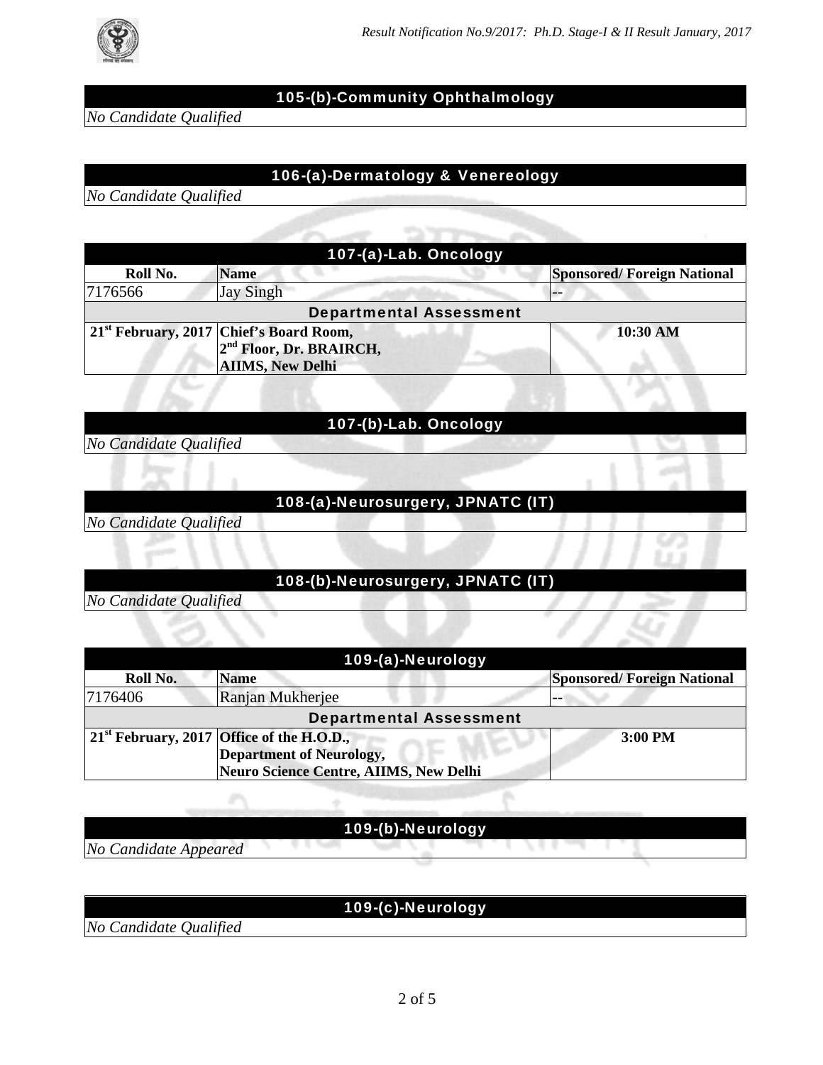## 105-(b)-Community Ophthalmology

*No Candidate Qualified*

## 106-(a)-Dermatology & Venereology

*No Candidate Qualified*

## 107-(a)-Lab. Oncology

| Roll No. | Name | Sponsored/ Foreign National |
|---|---|---|
| 7176566 | Jay Singh | -- |
| **Departmental Assessment** | | |
| **21st February, 2017** | **Chief's Board Room, 2nd Floor, Dr. BRAIRCH, AIIMS, New Delhi** | **10:30 AM** |

## 107-(b)-Lab. Oncology

*No Candidate Qualified*

## 108-(a)-Neurosurgery, JPNATC (IT)

*No Candidate Qualified*

## 108-(b)-Neurosurgery, JPNATC (IT)

*No Candidate Qualified*

## 109-(a)-Neurology

| Roll No. | Name | Sponsored/ Foreign National |
|---|---|---|
| 7176406 | Ranjan Mukherjee | -- |
| **Departmental Assessment** | | |
| **21st February, 2017** | **Office of the H.O.D., Department of Neurology, Neuro Science Centre, AIIMS, New Delhi** | **3:00 PM** |

## 109-(b)-Neurology

*No Candidate Appeared*

## 109-(c)-Neurology

*No Candidate Qualified*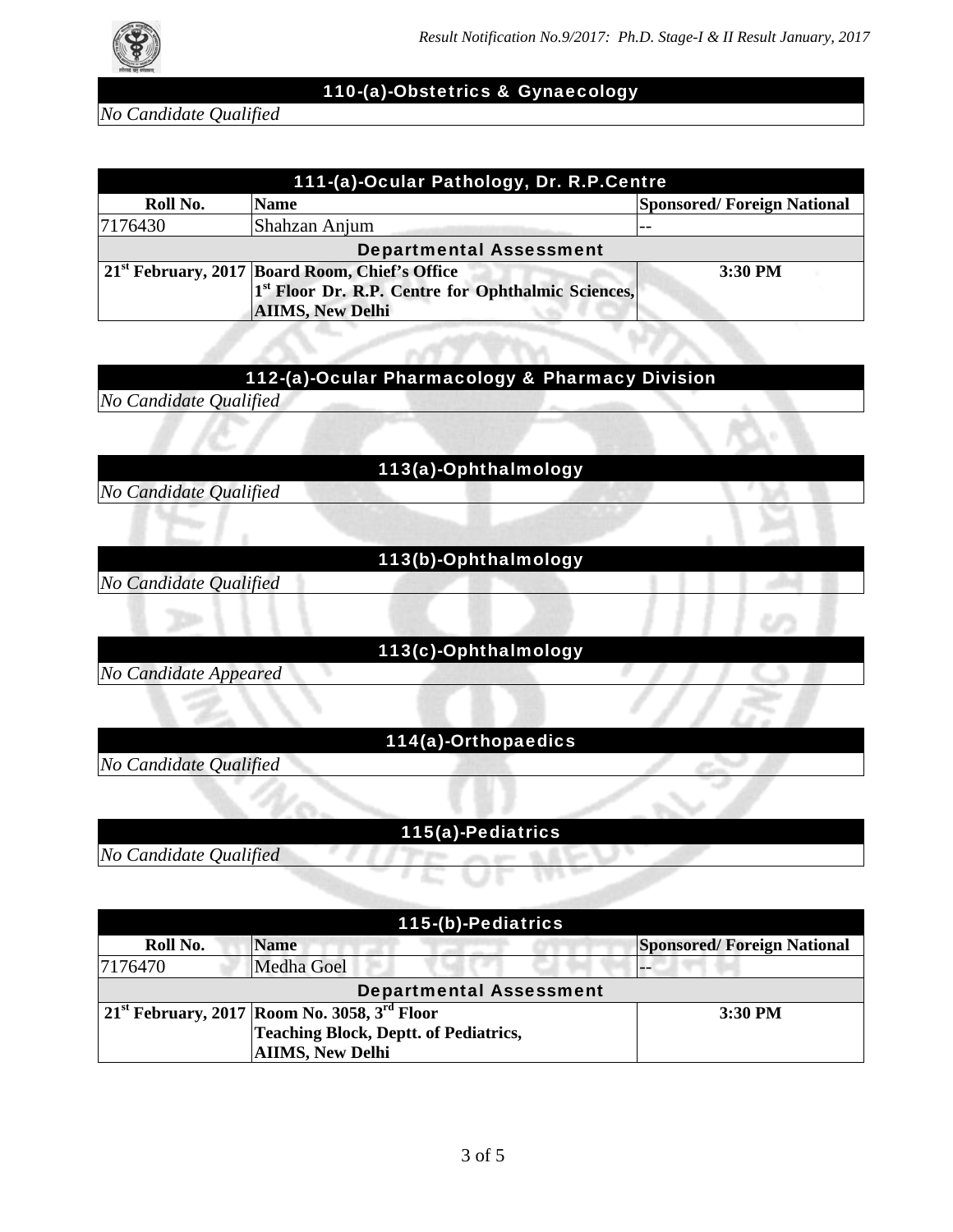## 110-(a)-Obstetrics & Gynaecology

*No Candidate Qualified*

## 111-(a)-Ocular Pathology, Dr. R.P.Centre

| Roll No. | Name | Sponsored/ Foreign National |
|---|---|---|
| 7176430 | Shahzan Anjum | -- |
| **Departmental Assessment** | | |
| **21st February, 2017** | **Board Room, Chief's Office 1st Floor Dr. R.P. Centre for Ophthalmic Sciences, AIIMS, New Delhi** | **3:30 PM** |

## 112-(a)-Ocular Pharmacology & Pharmacy Division

*No Candidate Qualified*

## 113(a)-Ophthalmology

*No Candidate Qualified*

## 113(b)-Ophthalmology

*No Candidate Qualified*

## 113(c)-Ophthalmology

*No Candidate Appeared*

## 114(a)-Orthopaedics

*No Candidate Qualified*

## 115(a)-Pediatrics

*No Candidate Qualified*

## 115-(b)-Pediatrics

| Roll No. | Name | Sponsored/ Foreign National |
|---|---|---|
| 7176470 | Medha Goel | -- |
| **Departmental Assessment** | | |
| **21st February, 2017** | **Room No. 3058, 3rd Floor Teaching Block, Deptt. of Pediatrics, AIIMS, New Delhi** | **3:30 PM** |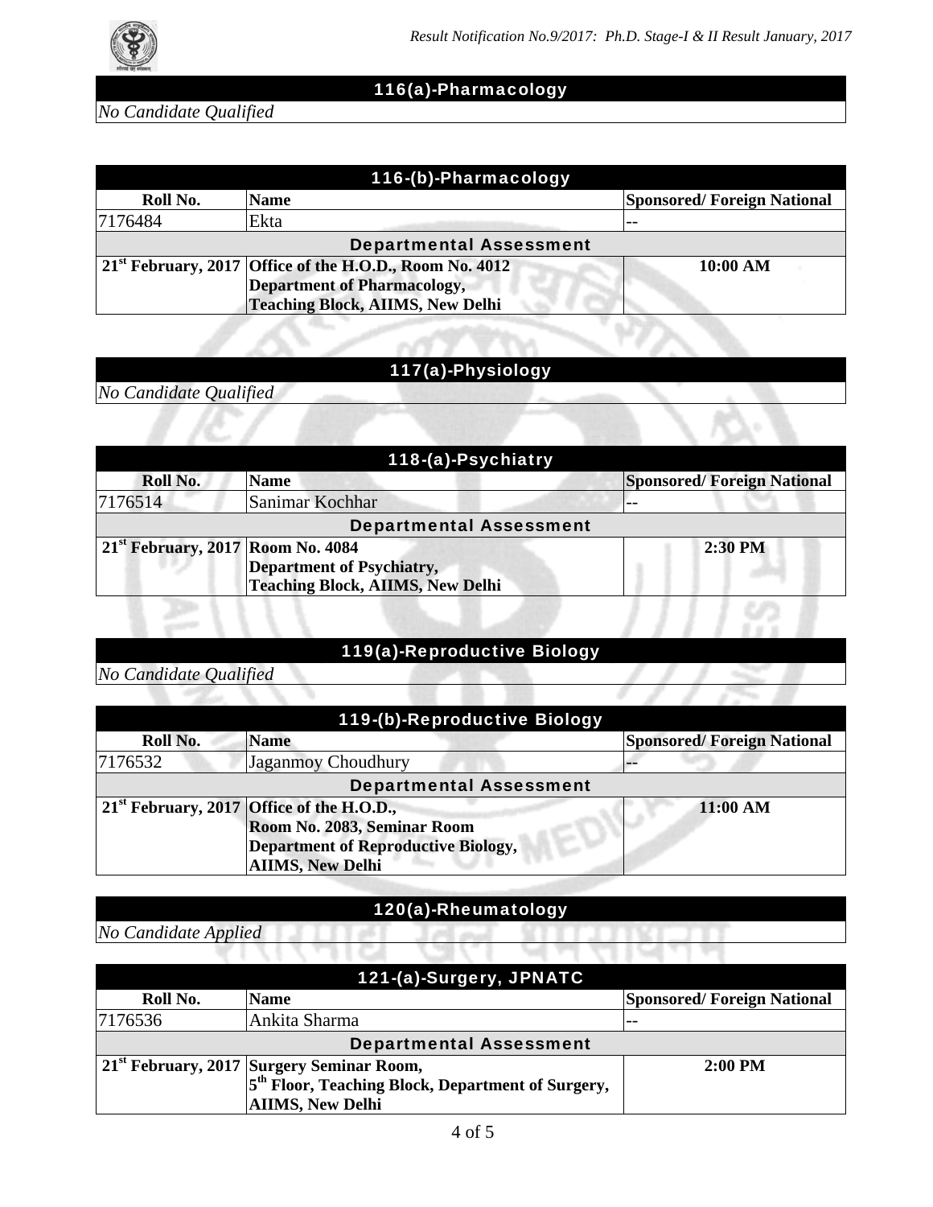## 116(a)-Pharmacology

*No Candidate Qualified*

| 116-(b)-Pharmacology | | |
|---|---|---|
| **Roll No.** | **Name** | **Sponsored/ Foreign National** |
| 7176484 | Ekta | -- |
| **Departmental Assessment** | | |
| **21st February, 2017** | **Office of the H.O.D., Room No. 4012 Department of Pharmacology, Teaching Block, AIIMS, New Delhi** | **10:00 AM** |

## 117(a)-Physiology

*No Candidate Qualified*

| 118-(a)-Psychiatry | | |
|---|---|---|
| **Roll No.** | **Name** | **Sponsored/ Foreign National** |
| 7176514 | Sanimar Kochhar | -- |
| **Departmental Assessment** | | |
| **21st February, 2017** | **Room No. 4084 Department of Psychiatry, Teaching Block, AIIMS, New Delhi** | **2:30 PM** |

## 119(a)-Reproductive Biology

*No Candidate Qualified*

| 119-(b)-Reproductive Biology | | |
|---|---|---|
| **Roll No.** | **Name** | **Sponsored/ Foreign National** |
| 7176532 | Jaganmoy Choudhury | -- |
| **Departmental Assessment** | | |
| **21st February, 2017** | **Office of the H.O.D., Room No. 2083, Seminar Room Department of Reproductive Biology, AIIMS, New Delhi** | **11:00 AM** |

## 120(a)-Rheumatology

*No Candidate Applied*

| 121-(a)-Surgery, JPNATC | | |
|---|---|---|
| **Roll No.** | **Name** | **Sponsored/ Foreign National** |
| 7176536 | Ankita Sharma | -- |
| **Departmental Assessment** | | |
| **21st February, 2017** | **Surgery Seminar Room, 5th Floor, Teaching Block, Department of Surgery, AIIMS, New Delhi** | **2:00 PM** |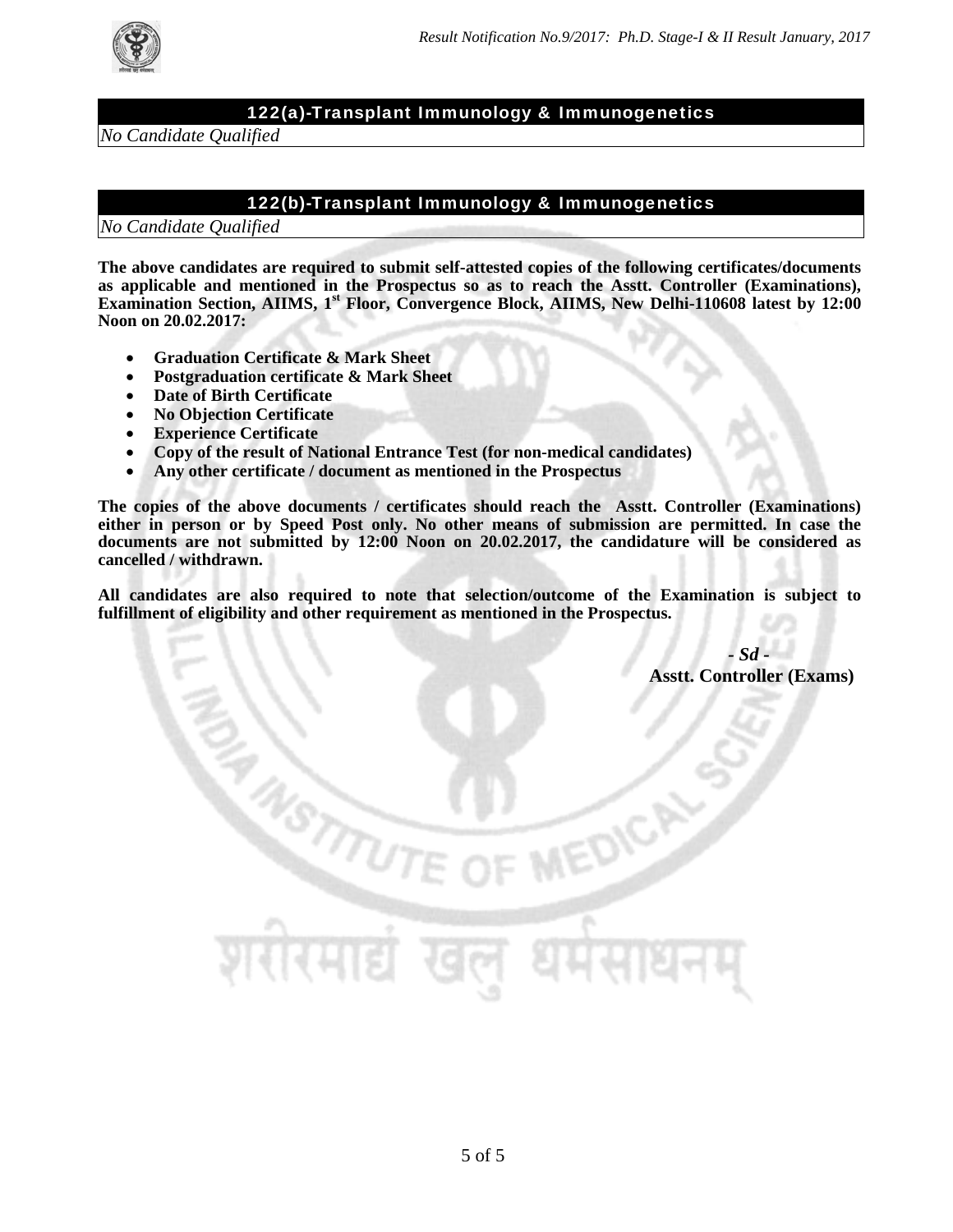## 122(a)-Transplant Immunology & Immunogenetics

*No Candidate Qualified*

## 122(b)-Transplant Immunology & Immunogenetics

*No Candidate Qualified*

**The above candidates are required to submit self-attested copies of the following certificates/documents as applicable and mentioned in the Prospectus so as to reach the Asstt. Controller (Examinations), Examination Section, AIIMS, 1st Floor, Convergence Block, AIIMS, New Delhi-110608 latest by 12:00 Noon on 20.02.2017:**

- **Graduation Certificate & Mark Sheet**
- **Postgraduation certificate & Mark Sheet**
- **Date of Birth Certificate**
- **No Objection Certificate**
- **Experience Certificate**
- **Copy of the result of National Entrance Test (for non-medical candidates)**
- **Any other certificate / document as mentioned in the Prospectus**

**The copies of the above documents / certificates should reach the Asstt. Controller (Examinations) either in person or by Speed Post only. No other means of submission are permitted. In case the documents are not submitted by 12:00 Noon on 20.02.2017, the candidature will be considered as cancelled / withdrawn.**

**All candidates are also required to note that selection/outcome of the Examination is subject to fulfillment of eligibility and other requirement as mentioned in the Prospectus.**

***- Sd -***

**Asstt. Controller (Exams)**